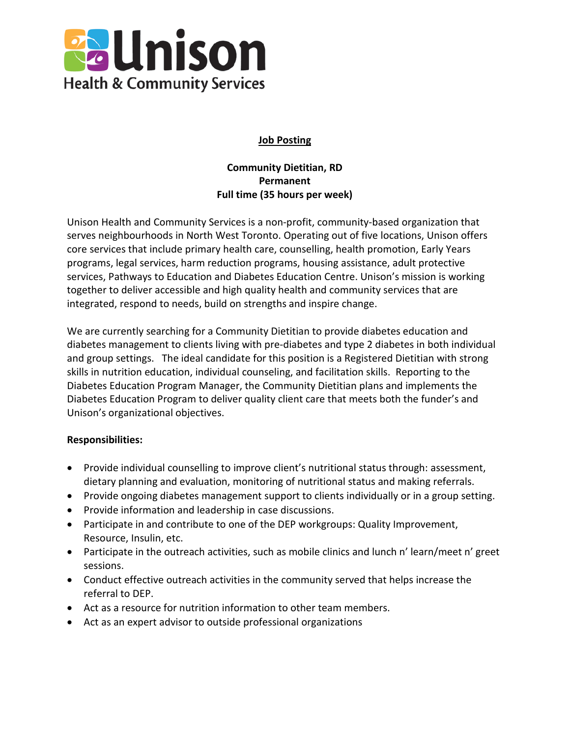Unison
Health & Community Services

## Job Posting

**Community Dietitian, RD**
**Permanent**
**Full time (35 hours per week)**

Unison Health and Community Services is a non-profit, community-based organization that serves neighbourhoods in North West Toronto. Operating out of five locations, Unison offers core services that include primary health care, counselling, health promotion, Early Years programs, legal services, harm reduction programs, housing assistance, adult protective services, Pathways to Education and Diabetes Education Centre. Unison's mission is working together to deliver accessible and high quality health and community services that are integrated, respond to needs, build on strengths and inspire change.

We are currently searching for a Community Dietitian to provide diabetes education and diabetes management to clients living with pre-diabetes and type 2 diabetes in both individual and group settings. The ideal candidate for this position is a Registered Dietitian with strong skills in nutrition education, individual counseling, and facilitation skills. Reporting to the Diabetes Education Program Manager, the Community Dietitian plans and implements the Diabetes Education Program to deliver quality client care that meets both the funder's and Unison's organizational objectives.

**Responsibilities:**

- Provide individual counselling to improve client's nutritional status through: assessment, dietary planning and evaluation, monitoring of nutritional status and making referrals.
- Provide ongoing diabetes management support to clients individually or in a group setting.
- Provide information and leadership in case discussions.
- Participate in and contribute to one of the DEP workgroups: Quality Improvement, Resource, Insulin, etc.
- Participate in the outreach activities, such as mobile clinics and lunch n' learn/meet n' greet sessions.
- Conduct effective outreach activities in the community served that helps increase the referral to DEP.
- Act as a resource for nutrition information to other team members.
- Act as an expert advisor to outside professional organizations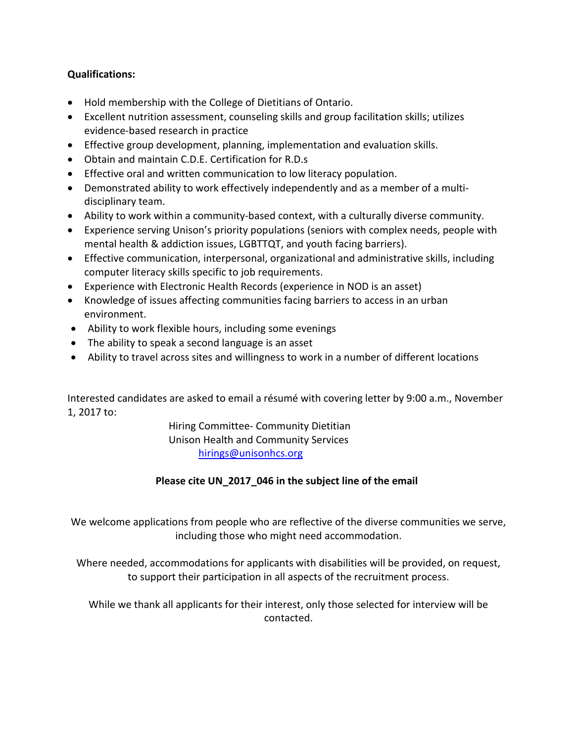**Qualifications:**

- Hold membership with the College of Dietitians of Ontario.
- Excellent nutrition assessment, counseling skills and group facilitation skills; utilizes evidence-based research in practice
- Effective group development, planning, implementation and evaluation skills.
- Obtain and maintain C.D.E. Certification for R.D.s
- Effective oral and written communication to low literacy population.
- Demonstrated ability to work effectively independently and as a member of a multi-disciplinary team.
- Ability to work within a community-based context, with a culturally diverse community.
- Experience serving Unison's priority populations (seniors with complex needs, people with mental health & addiction issues, LGBTTQT, and youth facing barriers).
- Effective communication, interpersonal, organizational and administrative skills, including computer literacy skills specific to job requirements.
- Experience with Electronic Health Records (experience in NOD is an asset)
- Knowledge of issues affecting communities facing barriers to access in an urban environment.
- Ability to work flexible hours, including some evenings
- The ability to speak a second language is an asset
- Ability to travel across sites and willingness to work in a number of different locations

Interested candidates are asked to email a résumé with covering letter by 9:00 a.m., November 1, 2017 to:

Hiring Committee- Community Dietitian
Unison Health and Community Services
hirings@unisonhcs.org

**Please cite UN_2017_046 in the subject line of the email**

We welcome applications from people who are reflective of the diverse communities we serve, including those who might need accommodation.

Where needed, accommodations for applicants with disabilities will be provided, on request, to support their participation in all aspects of the recruitment process.

While we thank all applicants for their interest, only those selected for interview will be contacted.